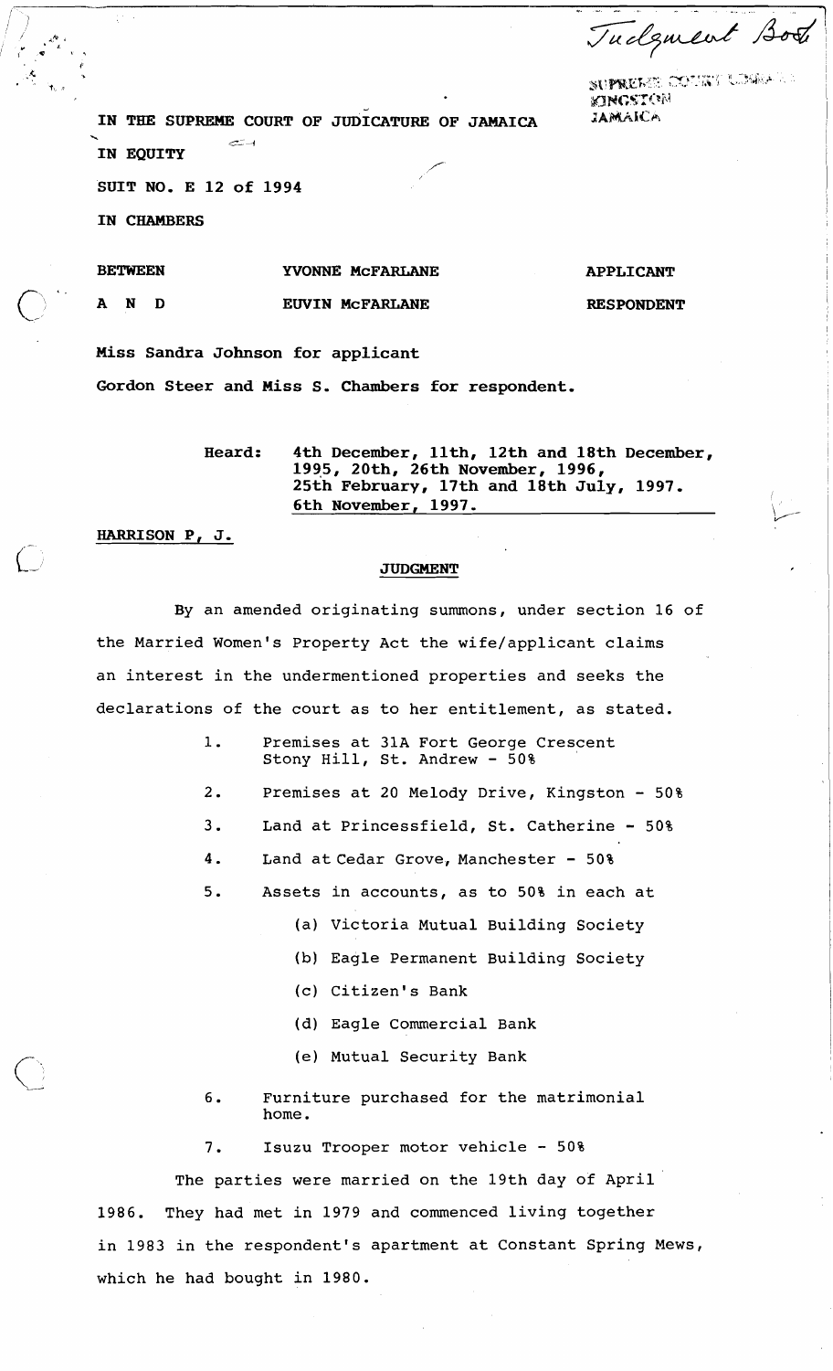Judgment Book

SUPREME COURT LIBRARY
KINGSTON
JAMAICA

IN THE SUPREME COURT OF JUDICATURE OF JAMAICA

IN EQUITY

SUIT NO. E 12 of 1994

IN CHAMBERS

| BETWEEN | YVONNE McFARLANE | APPLICANT |
|---|---|---|
| A N D | EUVIN McFARLANE | RESPONDENT |

Miss Sandra Johnson for applicant

Gordon Steer and Miss S. Chambers for respondent.

Heard: 4th December, 11th, 12th and 18th December, 1995, 20th, 26th November, 1996, 25th February, 17th and 18th July, 1997. 6th November, 1997.

HARRISON P, J.

## JUDGMENT

By an amended originating summons, under section 16 of the Married Women's Property Act the wife/applicant claims an interest in the undermentioned properties and seeks the declarations of the court as to her entitlement, as stated.

1. Premises at 31A Fort George Crescent Stony Hill, St. Andrew - 50%
2. Premises at 20 Melody Drive, Kingston - 50%
3. Land at Princessfield, St. Catherine - 50%
4. Land at Cedar Grove, Manchester - 50%
5. Assets in accounts, as to 50% in each at
   (a) Victoria Mutual Building Society
   (b) Eagle Permanent Building Society
   (c) Citizen's Bank
   (d) Eagle Commercial Bank
   (e) Mutual Security Bank
6. Furniture purchased for the matrimonial home.
7. Isuzu Trooper motor vehicle - 50%

The parties were married on the 19th day of April 1986. They had met in 1979 and commenced living together in 1983 in the respondent's apartment at Constant Spring Mews, which he had bought in 1980.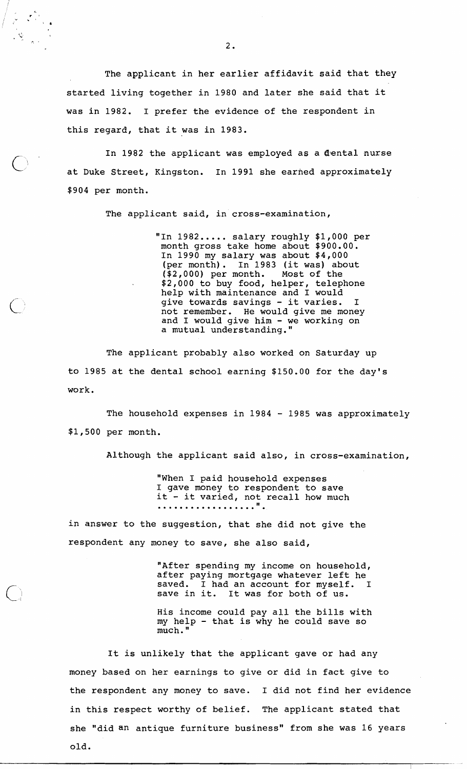The applicant in her earlier affidavit said that they started living together in 1980 and later she said that it was in 1982. I prefer the evidence of the respondent in this regard, that it was in 1983.

In 1982 the applicant was employed as a dental nurse at Duke Street, Kingston. In 1991 she earned approximately $904 per month.

The applicant said, in cross-examination,

> "In 1982..... salary roughly $1,000 per month gross take home about $900.00. In 1990 my salary was about $4,000 (per month). In 1983 (it was) about ($2,000) per month. Most of the $2,000 to buy food, helper, telephone help with maintenance and I would give towards savings - it varies. I not remember. He would give me money and I would give him - we working on a mutual understanding."

The applicant probably also worked on Saturday up to 1985 at the dental school earning $150.00 for the day's work.

The household expenses in 1984 - 1985 was approximately $1,500 per month.

Although the applicant said also, in cross-examination,

> "When I paid household expenses I gave money to respondent to save it - it varied, not recall how much ..................".

in answer to the suggestion, that she did not give the respondent any money to save, she also said,

> "After spending my income on household, after paying mortgage whatever left he saved. I had an account for myself. I save in it. It was for both of us.
>
> His income could pay all the bills with my help - that is why he could save so much."

It is unlikely that the applicant gave or had any money based on her earnings to give or did in fact give to the respondent any money to save. I did not find her evidence in this respect worthy of belief. The applicant stated that she "did an antique furniture business" from she was 16 years old.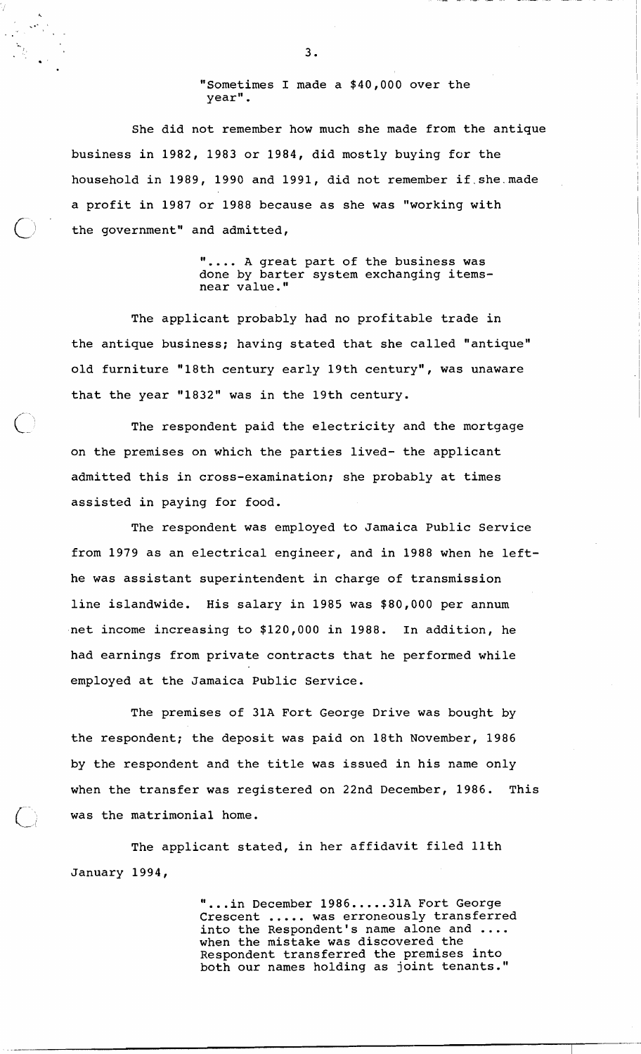> "Sometimes I made a $40,000 over the year".

She did not remember how much she made from the antique business in 1982, 1983 or 1984, did mostly buying for the household in 1989, 1990 and 1991, did not remember if she made a profit in 1987 or 1988 because as she was "working with the government" and admitted,

> ".... A great part of the business was done by barter system exchanging items-near value."

The applicant probably had no profitable trade in the antique business; having stated that she called "antique" old furniture "18th century early 19th century", was unaware that the year "1832" was in the 19th century.

The respondent paid the electricity and the mortgage on the premises on which the parties lived- the applicant admitted this in cross-examination; she probably at times assisted in paying for food.

The respondent was employed to Jamaica Public Service from 1979 as an electrical engineer, and in 1988 when he left- he was assistant superintendent in charge of transmission line islandwide. His salary in 1985 was $80,000 per annum net income increasing to $120,000 in 1988. In addition, he had earnings from private contracts that he performed while employed at the Jamaica Public Service.

The premises of 31A Fort George Drive was bought by the respondent; the deposit was paid on 18th November, 1986 by the respondent and the title was issued in his name only when the transfer was registered on 22nd December, 1986. This was the matrimonial home.

The applicant stated, in her affidavit filed 11th January 1994,

> "...in December 1986.....31A Fort George Crescent ..... was erroneously transferred into the Respondent's name alone and .... when the mistake was discovered the Respondent transferred the premises into both our names holding as joint tenants."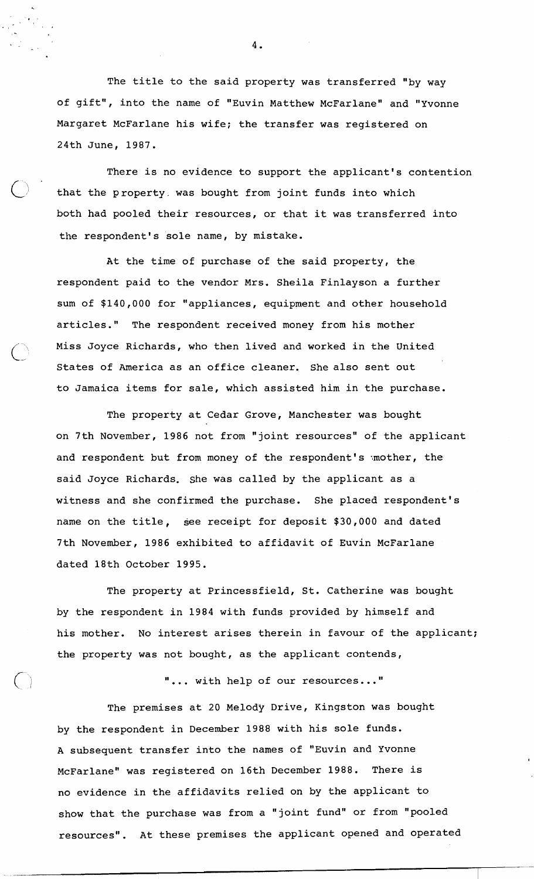The title to the said property was transferred "by way of gift", into the name of "Euvin Matthew McFarlane" and "Yvonne Margaret McFarlane his wife; the transfer was registered on 24th June, 1987.

There is no evidence to support the applicant's contention that the property was bought from joint funds into which both had pooled their resources, or that it was transferred into the respondent's sole name, by mistake.

At the time of purchase of the said property, the respondent paid to the vendor Mrs. Sheila Finlayson a further sum of $140,000 for "appliances, equipment and other household articles." The respondent received money from his mother Miss Joyce Richards, who then lived and worked in the United States of America as an office cleaner. She also sent out to Jamaica items for sale, which assisted him in the purchase.

The property at Cedar Grove, Manchester was bought on 7th November, 1986 not from "joint resources" of the applicant and respondent but from money of the respondent's mother, the said Joyce Richards. She was called by the applicant as a witness and she confirmed the purchase. She placed respondent's name on the title, see receipt for deposit $30,000 and dated 7th November, 1986 exhibited to affidavit of Euvin McFarlane dated 18th October 1995.

The property at Princessfield, St. Catherine was bought by the respondent in 1984 with funds provided by himself and his mother. No interest arises therein in favour of the applicant; the property was not bought, as the applicant contends,

"... with help of our resources..."

The premises at 20 Melody Drive, Kingston was bought by the respondent in December 1988 with his sole funds. A subsequent transfer into the names of "Euvin and Yvonne McFarlane" was registered on 16th December 1988. There is no evidence in the affidavits relied on by the applicant to show that the purchase was from a "joint fund" or from "pooled resources". At these premises the applicant opened and operated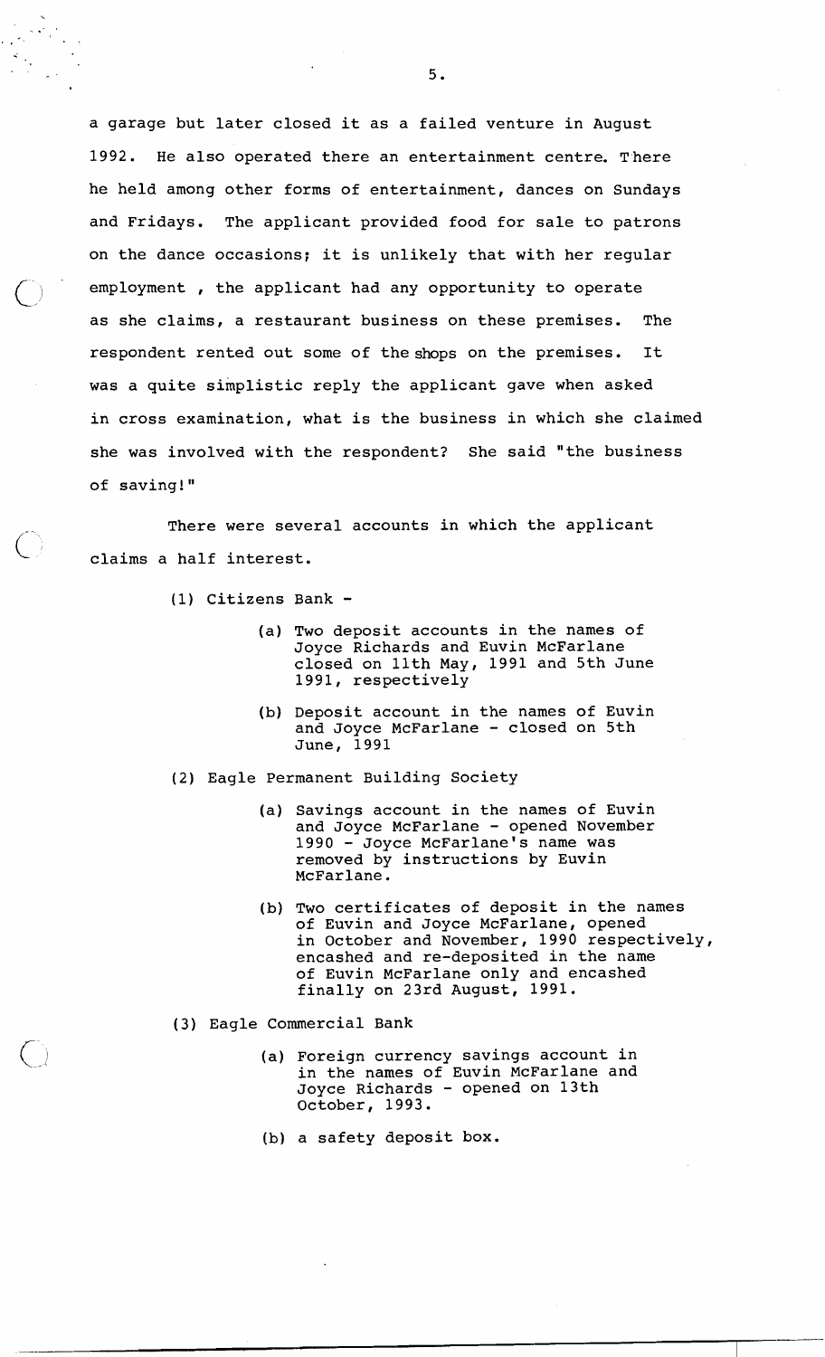a garage but later closed it as a failed venture in August 1992. He also operated there an entertainment centre. There he held among other forms of entertainment, dances on Sundays and Fridays. The applicant provided food for sale to patrons on the dance occasions; it is unlikely that with her regular employment , the applicant had any opportunity to operate as she claims, a restaurant business on these premises. The respondent rented out some of the shops on the premises. It was a quite simplistic reply the applicant gave when asked in cross examination, what is the business in which she claimed she was involved with the respondent? She said "the business of saving!"

There were several accounts in which the applicant claims a half interest.

(1) Citizens Bank -

- (a) Two deposit accounts in the names of Joyce Richards and Euvin McFarlane closed on 11th May, 1991 and 5th June 1991, respectively
- (b) Deposit account in the names of Euvin and Joyce McFarlane - closed on 5th June, 1991

(2) Eagle Permanent Building Society

- (a) Savings account in the names of Euvin and Joyce McFarlane - opened November 1990 - Joyce McFarlane's name was removed by instructions by Euvin McFarlane.
- (b) Two certificates of deposit in the names of Euvin and Joyce McFarlane, opened in October and November, 1990 respectively, encashed and re-deposited in the name of Euvin McFarlane only and encashed finally on 23rd August, 1991.

(3) Eagle Commercial Bank

- (a) Foreign currency savings account in in the names of Euvin McFarlane and Joyce Richards - opened on 13th October, 1993.
- (b) a safety deposit box.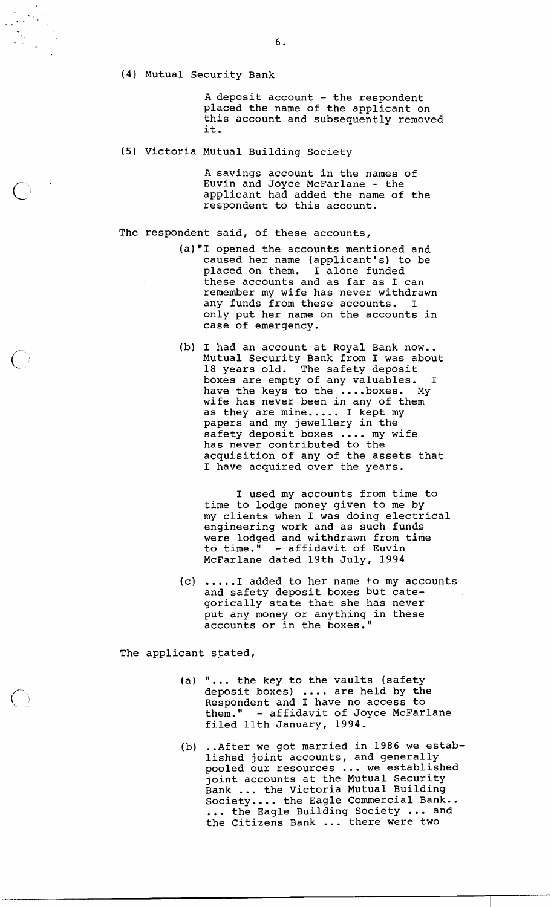(4) Mutual Security Bank

> A deposit account - the respondent placed the name of the applicant on this account and subsequently removed it.

(5) Victoria Mutual Building Society

> A savings account in the names of Euvin and Joyce McFarlane - the applicant had added the name of the respondent to this account.

The respondent said, of these accounts,

> (a) "I opened the accounts mentioned and caused her name (applicant's) to be placed on them. I alone funded these accounts and as far as I can remember my wife has never withdrawn any funds from these accounts. I only put her name on the accounts in case of emergency.
>
> (b) I had an account at Royal Bank now.. Mutual Security Bank from I was about 18 years old. The safety deposit boxes are empty of any valuables. I have the keys to the ....boxes. My wife has never been in any of them as they are mine..... I kept my papers and my jewellery in the safety deposit boxes .... my wife has never contributed to the acquisition of any of the assets that I have acquired over the years.
>
> I used my accounts from time to time to lodge money given to me by my clients when I was doing electrical engineering work and as such funds were lodged and withdrawn from time to time." - affidavit of Euvin McFarlane dated 19th July, 1994
>
> (c) .....I added to her name to my accounts and safety deposit boxes but categorically state that she has never put any money or anything in these accounts or in the boxes."

The applicant stated,

> (a) "... the key to the vaults (safety deposit boxes) .... are held by the Respondent and I have no access to them." - affidavit of Joyce McFarlane filed 11th January, 1994.
>
> (b) ..After we got married in 1986 we established joint accounts, and generally pooled our resources ... we established joint accounts at the Mutual Security Bank ... the Victoria Mutual Building Society.... the Eagle Commercial Bank.. ... the Eagle Building Society ... and the Citizens Bank ... there were two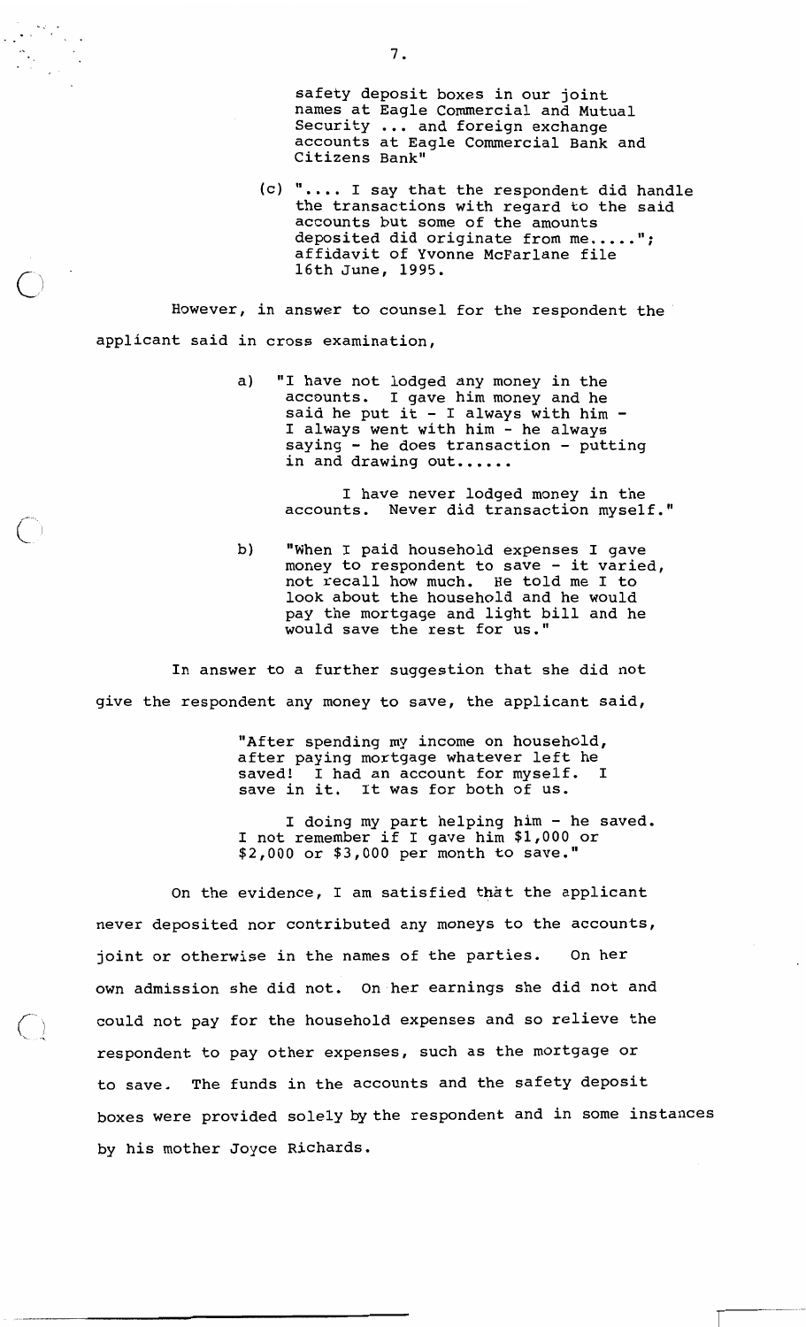safety deposit boxes in our joint names at Eagle Commercial and Mutual Security ... and foreign exchange accounts at Eagle Commercial Bank and Citizens Bank"

(c) ".... I say that the respondent did handle the transactions with regard to the said accounts but some of the amounts deposited did originate from me....."; affidavit of Yvonne McFarlane file 16th June, 1995.

However, in answer to counsel for the respondent the applicant said in cross examination,

a) "I have not lodged any money in the accounts. I gave him money and he said he put it - I always with him - I always went with him - he always saying - he does transaction - putting in and drawing out......

I have never lodged money in the accounts. Never did transaction myself."

b) "When I paid household expenses I gave money to respondent to save - it varied, not recall how much. He told me I to look about the household and he would pay the mortgage and light bill and he would save the rest for us."

In answer to a further suggestion that she did not give the respondent any money to save, the applicant said,

"After spending my income on household, after paying mortgage whatever left he saved! I had an account for myself. I save in it. It was for both of us.

I doing my part helping him - he saved. I not remember if I gave him $1,000 or $2,000 or $3,000 per month to save."

On the evidence, I am satisfied that the applicant never deposited nor contributed any moneys to the accounts, joint or otherwise in the names of the parties. On her own admission she did not. On her earnings she did not and could not pay for the household expenses and so relieve the respondent to pay other expenses, such as the mortgage or to save. The funds in the accounts and the safety deposit boxes were provided solely by the respondent and in some instances by his mother Joyce Richards.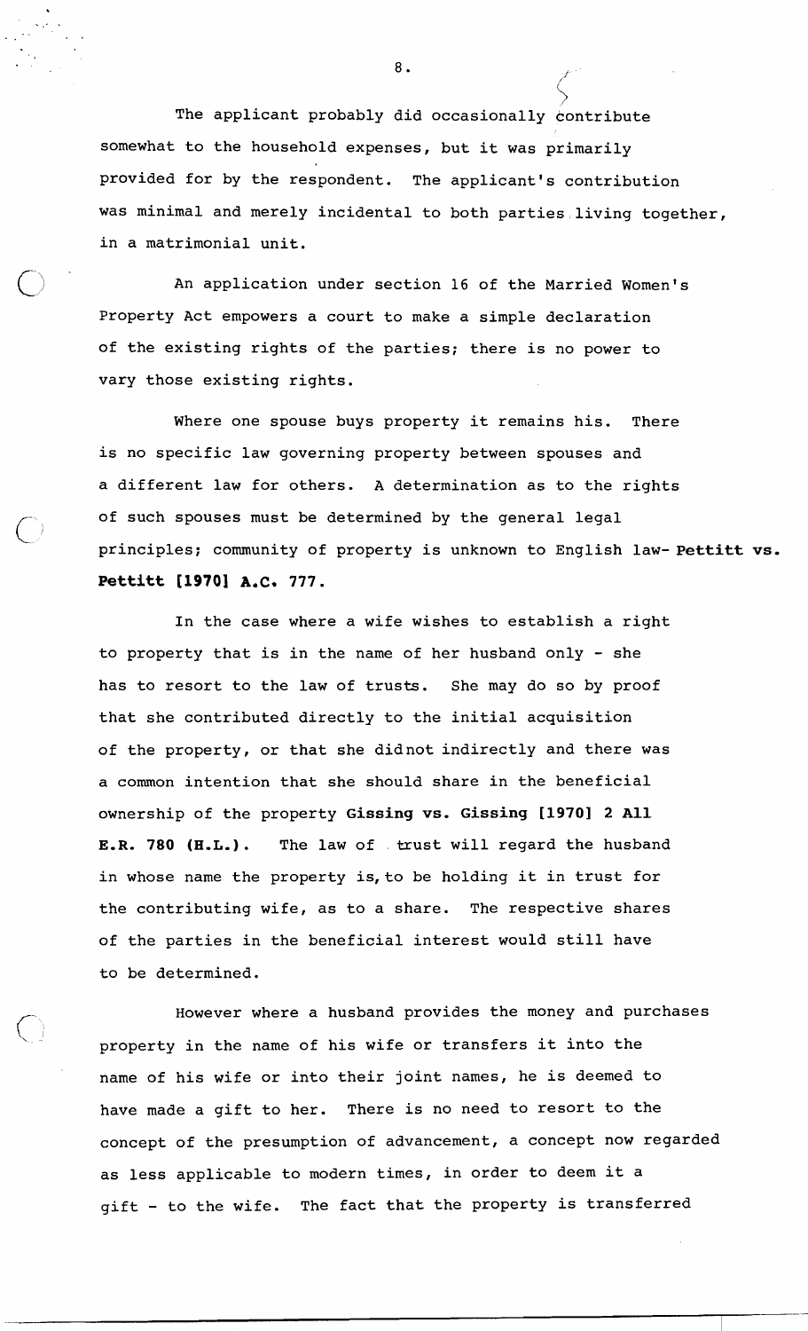The applicant probably did occasionally contribute somewhat to the household expenses, but it was primarily provided for by the respondent. The applicant's contribution was minimal and merely incidental to both parties living together, in a matrimonial unit.

An application under section 16 of the Married Women's Property Act empowers a court to make a simple declaration of the existing rights of the parties; there is no power to vary those existing rights.

Where one spouse buys property it remains his. There is no specific law governing property between spouses and a different law for others. A determination as to the rights of such spouses must be determined by the general legal principles; community of property is unknown to English law- **Pettitt vs. Pettitt [1970] A.C. 777.**

In the case where a wife wishes to establish a right to property that is in the name of her husband only - she has to resort to the law of trusts. She may do so by proof that she contributed directly to the initial acquisition of the property, or that she didnot indirectly and there was a common intention that she should share in the beneficial ownership of the property **Gissing vs. Gissing [1970] 2 All E.R. 780 (H.L.).** The law of trust will regard the husband in whose name the property is, to be holding it in trust for the contributing wife, as to a share. The respective shares of the parties in the beneficial interest would still have to be determined.

However where a husband provides the money and purchases property in the name of his wife or transfers it into the name of his wife or into their joint names, he is deemed to have made a gift to her. There is no need to resort to the concept of the presumption of advancement, a concept now regarded as less applicable to modern times, in order to deem it a gift - to the wife. The fact that the property is transferred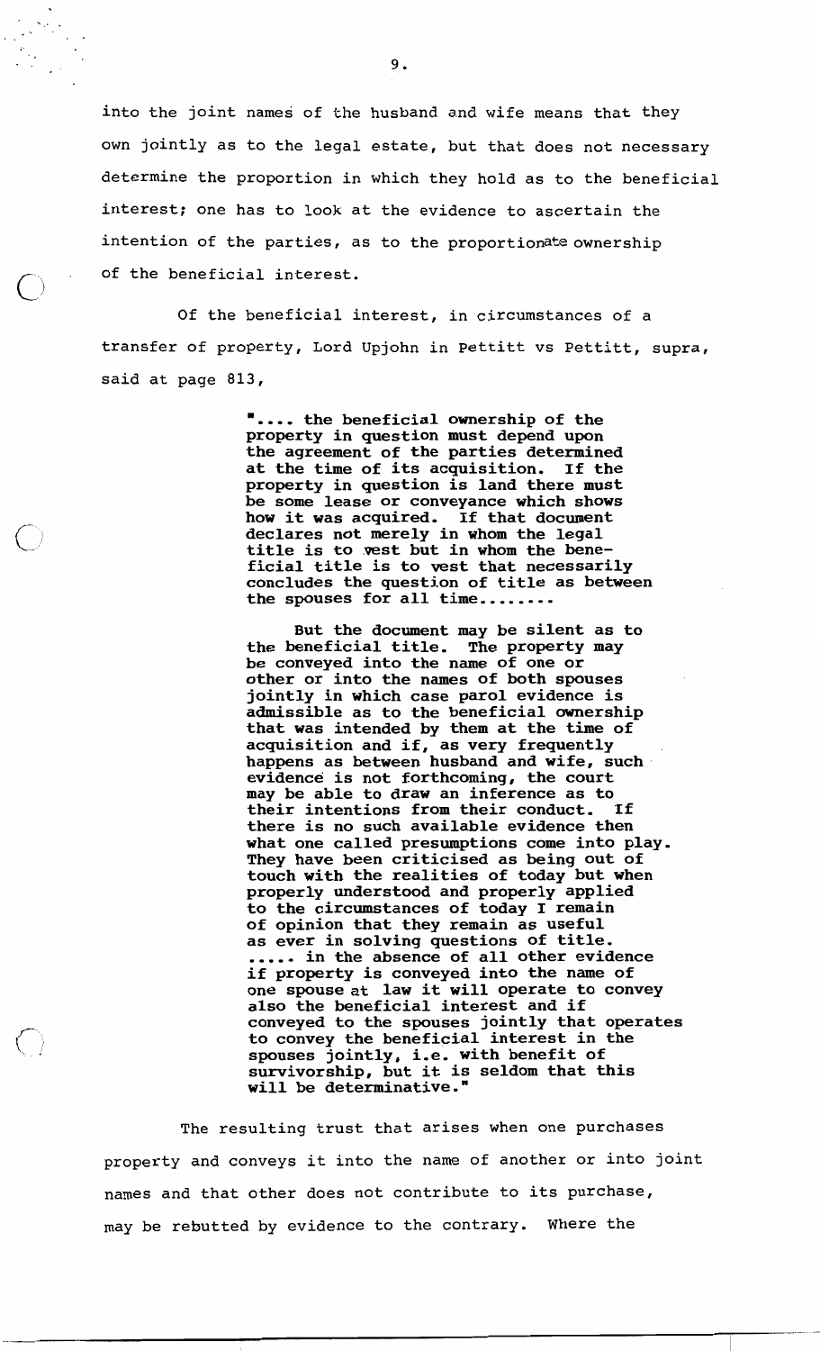into the joint names of the husband and wife means that they own jointly as to the legal estate, but that does not necessary determine the proportion in which they hold as to the beneficial interest; one has to look at the evidence to ascertain the intention of the parties, as to the proportionate ownership of the beneficial interest.

Of the beneficial interest, in circumstances of a transfer of property, Lord Upjohn in Pettitt vs Pettitt, supra, said at page 813,

> ".... the beneficial ownership of the property in question must depend upon the agreement of the parties determined at the time of its acquisition. If the property in question is land there must be some lease or conveyance which shows how it was acquired. If that document declares not merely in whom the legal title is to vest but in whom the beneficial title is to vest that necessarily concludes the question of title as between the spouses for all time........
>
> But the document may be silent as to the beneficial title. The property may be conveyed into the name of one or other or into the names of both spouses jointly in which case parol evidence is admissible as to the beneficial ownership that was intended by them at the time of acquisition and if, as very frequently happens as between husband and wife, such evidence is not forthcoming, the court may be able to draw an inference as to their intentions from their conduct. If there is no such available evidence then what one called presumptions come into play. They have been criticised as being out of touch with the realities of today but when properly understood and properly applied to the circumstances of today I remain of opinion that they remain as useful as ever in solving questions of title. ..... in the absence of all other evidence if property is conveyed into the name of one spouse at law it will operate to convey also the beneficial interest and if conveyed to the spouses jointly that operates to convey the beneficial interest in the spouses jointly, i.e. with benefit of survivorship, but it is seldom that this will be determinative."

The resulting trust that arises when one purchases property and conveys it into the name of another or into joint names and that other does not contribute to its purchase, may be rebutted by evidence to the contrary. Where the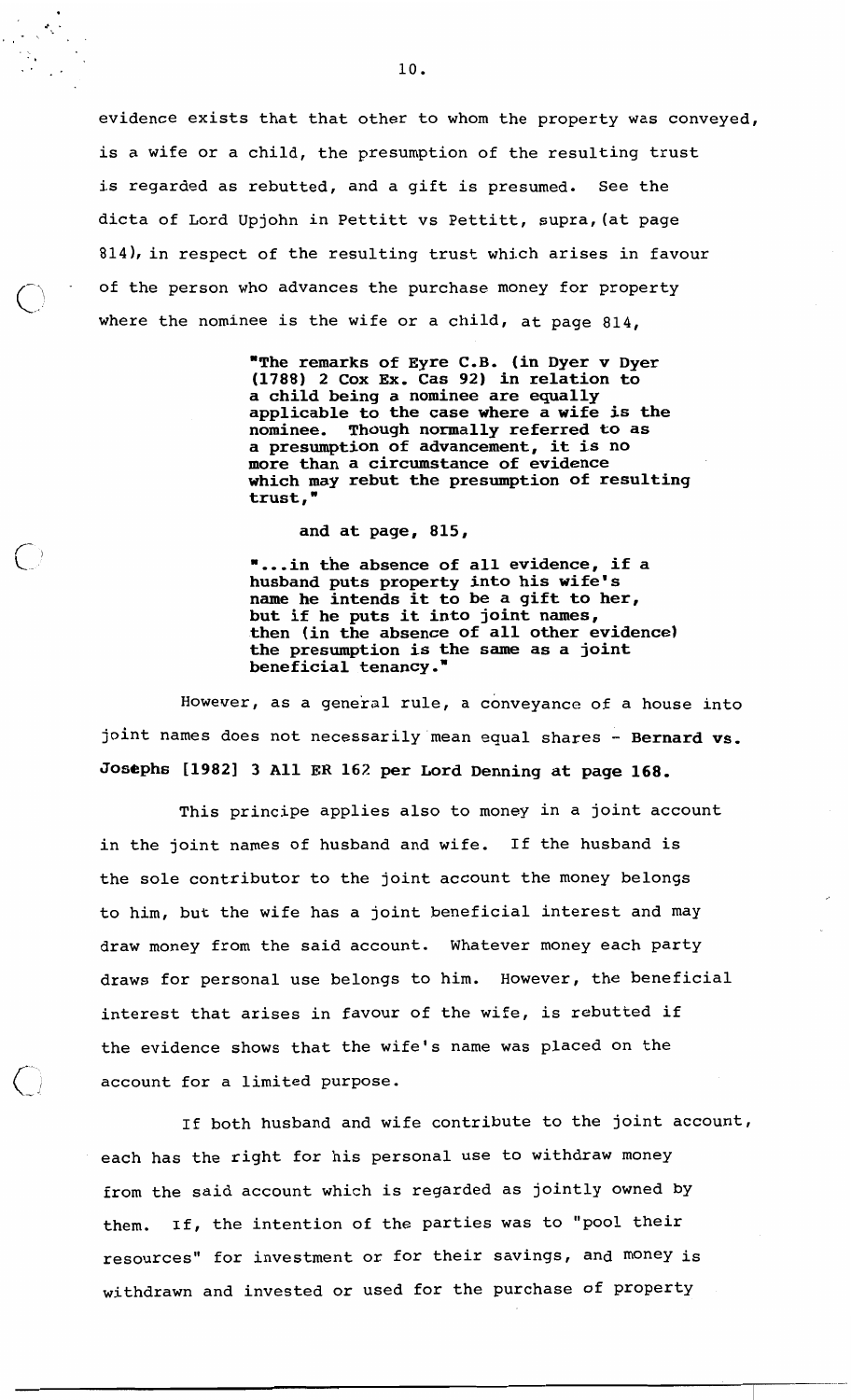evidence exists that that other to whom the property was conveyed, is a wife or a child, the presumption of the resulting trust is regarded as rebutted, and a gift is presumed. See the dicta of Lord Upjohn in Pettitt vs Pettitt, supra, (at page 814), in respect of the resulting trust which arises in favour of the person who advances the purchase money for property where the nominee is the wife or a child, at page 814,

> **"The remarks of Eyre C.B. (in Dyer v Dyer (1788) 2 Cox Ex. Cas 92) in relation to a child being a nominee are equally applicable to the case where a wife is the nominee. Though normally referred to as a presumption of advancement, it is no more than a circumstance of evidence which may rebut the presumption of resulting trust,"**
>
> **and at page, 815,**
>
> **"...in the absence of all evidence, if a husband puts property into his wife's name he intends it to be a gift to her, but if he puts it into joint names, then (in the absence of all other evidence) the presumption is the same as a joint beneficial tenancy."**

However, as a general rule, a conveyance of a house into joint names does not necessarily mean equal shares - **Bernard vs. Josephs [1982] 3 All ER 162 per Lord Denning at page 168.**

This principe applies also to money in a joint account in the joint names of husband and wife. If the husband is the sole contributor to the joint account the money belongs to him, but the wife has a joint beneficial interest and may draw money from the said account. Whatever money each party draws for personal use belongs to him. However, the beneficial interest that arises in favour of the wife, is rebutted if the evidence shows that the wife's name was placed on the account for a limited purpose.

If both husband and wife contribute to the joint account, each has the right for his personal use to withdraw money from the said account which is regarded as jointly owned by them. If, the intention of the parties was to "pool their resources" for investment or for their savings, and money is withdrawn and invested or used for the purchase of property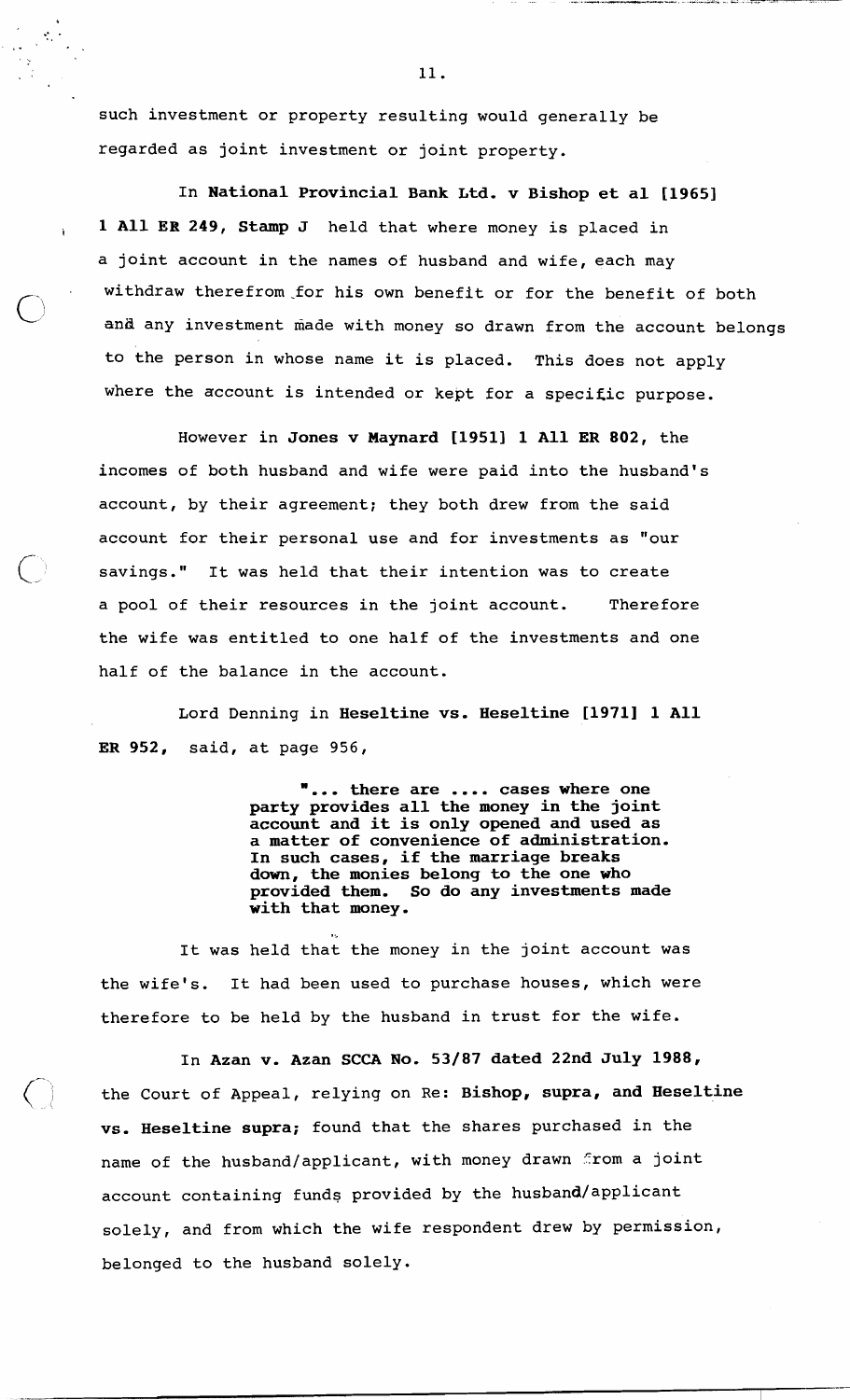such investment or property resulting would generally be regarded as joint investment or joint property.

In **National Provincial Bank Ltd. v Bishop et al [1965] 1 All ER 249, Stamp J** held that where money is placed in a joint account in the names of husband and wife, each may withdraw therefrom for his own benefit or for the benefit of both and any investment made with money so drawn from the account belongs to the person in whose name it is placed. This does not apply where the account is intended or kept for a specific purpose.

However in **Jones v Maynard [1951] 1 All ER 802**, the incomes of both husband and wife were paid into the husband's account, by their agreement; they both drew from the said account for their personal use and for investments as "our savings." It was held that their intention was to create a pool of their resources in the joint account. Therefore the wife was entitled to one half of the investments and one half of the balance in the account.

Lord Denning in **Heseltine vs. Heseltine [1971] 1 All ER 952**, said, at page 956,

> **"... there are .... cases where one party provides all the money in the joint account and it is only opened and used as a matter of convenience of administration. In such cases, if the marriage breaks down, the monies belong to the one who provided them. So do any investments made with that money.**

It was held that the money in the joint account was the wife's. It had been used to purchase houses, which were therefore to be held by the husband in trust for the wife.

In **Azan v. Azan SCCA No. 53/87 dated 22nd July 1988**, the Court of Appeal, relying on Re: **Bishop, supra, and Heseltine vs. Heseltine supra**; found that the shares purchased in the name of the husband/applicant, with money drawn from a joint account containing funds provided by the husband/applicant solely, and from which the wife respondent drew by permission, belonged to the husband solely.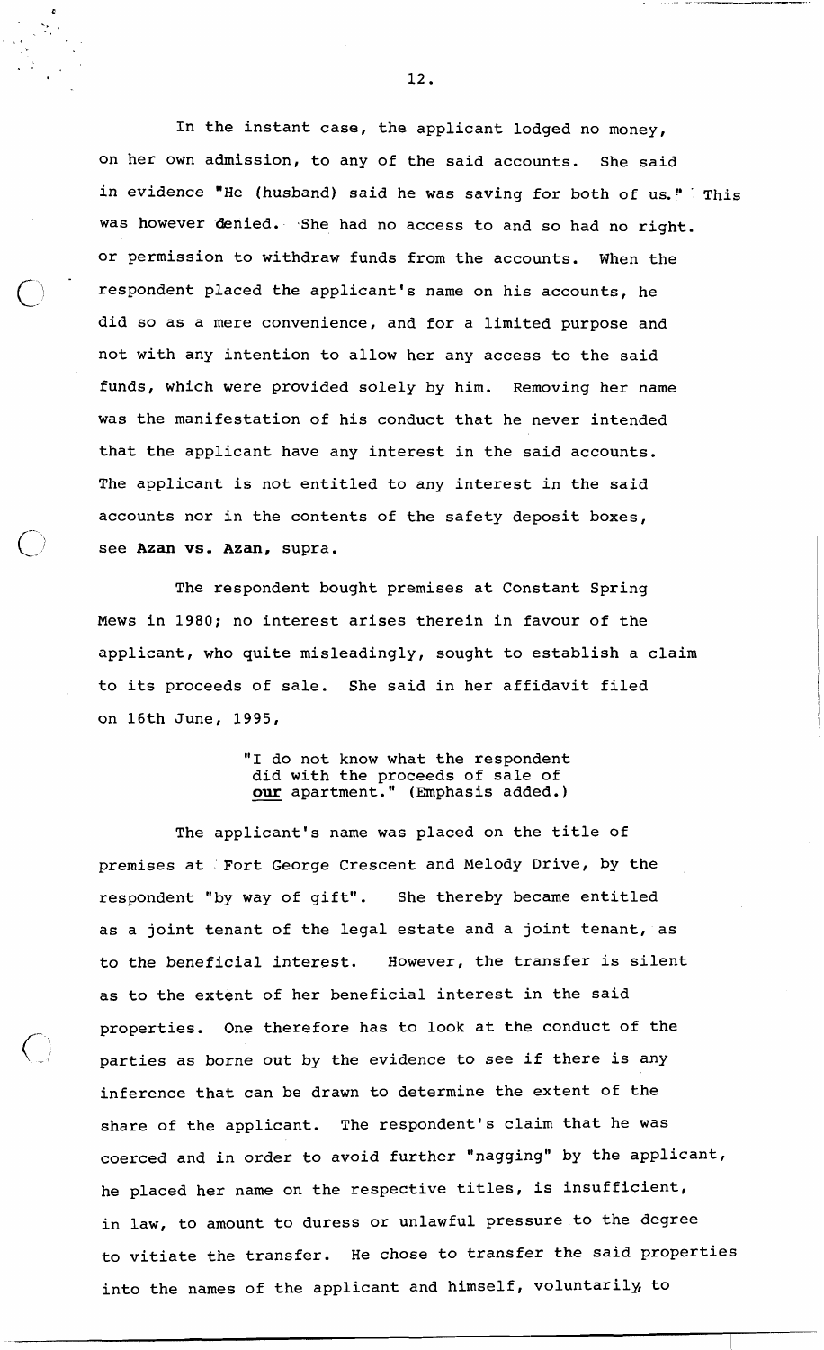In the instant case, the applicant lodged no money, on her own admission, to any of the said accounts. She said in evidence "He (husband) said he was saving for both of us." This was however denied. She had no access to and so had no right. or permission to withdraw funds from the accounts. When the respondent placed the applicant's name on his accounts, he did so as a mere convenience, and for a limited purpose and not with any intention to allow her any access to the said funds, which were provided solely by him. Removing her name was the manifestation of his conduct that he never intended that the applicant have any interest in the said accounts. The applicant is not entitled to any interest in the said accounts nor in the contents of the safety deposit boxes, see **Azan vs. Azan,** supra.

The respondent bought premises at Constant Spring Mews in 1980; no interest arises therein in favour of the applicant, who quite misleadingly, sought to establish a claim to its proceeds of sale. She said in her affidavit filed on 16th June, 1995,

> "I do not know what the respondent did with the proceeds of sale of <u>our</u> apartment." (Emphasis added.)

The applicant's name was placed on the title of premises at Fort George Crescent and Melody Drive, by the respondent "by way of gift". She thereby became entitled as a joint tenant of the legal estate and a joint tenant, as to the beneficial interest. However, the transfer is silent as to the extent of her beneficial interest in the said properties. One therefore has to look at the conduct of the parties as borne out by the evidence to see if there is any inference that can be drawn to determine the extent of the share of the applicant. The respondent's claim that he was coerced and in order to avoid further "nagging" by the applicant, he placed her name on the respective titles, is insufficient, in law, to amount to duress or unlawful pressure to the degree to vitiate the transfer. He chose to transfer the said properties into the names of the applicant and himself, voluntarily, to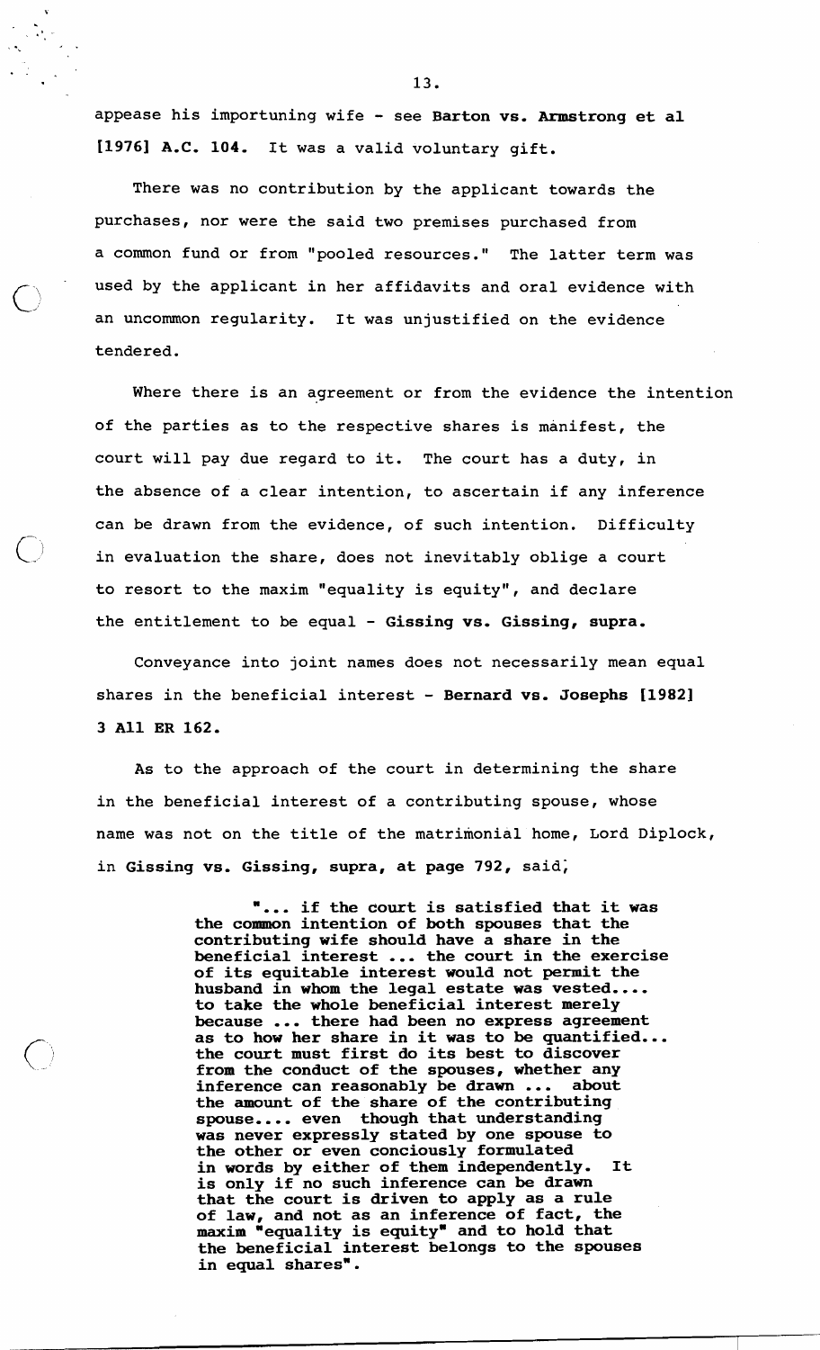appease his importuning wife - see **Barton vs. Armstrong et al [1976] A.C. 104.** It was a valid voluntary gift.

There was no contribution by the applicant towards the purchases, nor were the said two premises purchased from a common fund or from "pooled resources." The latter term was used by the applicant in her affidavits and oral evidence with an uncommon regularity. It was unjustified on the evidence tendered.

Where there is an agreement or from the evidence the intention of the parties as to the respective shares is manifest, the court will pay due regard to it. The court has a duty, in the absence of a clear intention, to ascertain if any inference can be drawn from the evidence, of such intention. Difficulty in evaluation the share, does not inevitably oblige a court to resort to the maxim "equality is equity", and declare the entitlement to be equal - **Gissing vs. Gissing, supra.**

Conveyance into joint names does not necessarily mean equal shares in the beneficial interest - **Bernard vs. Josephs [1982] 3 All ER 162.**

As to the approach of the court in determining the share in the beneficial interest of a contributing spouse, whose name was not on the title of the matrimonial home, Lord Diplock, in **Gissing vs. Gissing, supra, at page 792,** said;

> **"... if the court is satisfied that it was the common intention of both spouses that the contributing wife should have a share in the beneficial interest ... the court in the exercise of its equitable interest would not permit the husband in whom the legal estate was vested.... to take the whole beneficial interest merely because ... there had been no express agreement as to how her share in it was to be quantified... the court must first do its best to discover from the conduct of the spouses, whether any inference can reasonably be drawn ... about the amount of the share of the contributing spouse.... even though that understanding was never expressly stated by one spouse to the other or even conciously formulated in words by either of them independently. It is only if no such inference can be drawn that the court is driven to apply as a rule of law, and not as an inference of fact, the maxim "equality is equity" and to hold that the beneficial interest belongs to the spouses in equal shares".**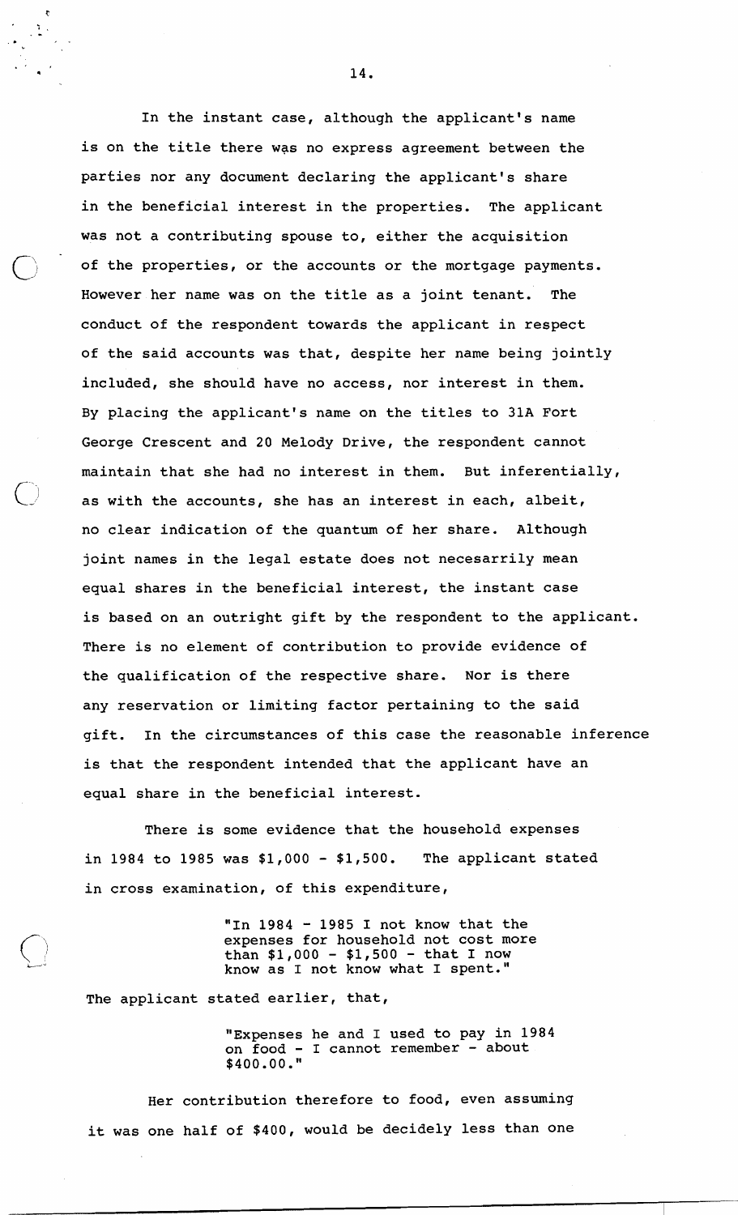In the instant case, although the applicant's name is on the title there was no express agreement between the parties nor any document declaring the applicant's share in the beneficial interest in the properties. The applicant was not a contributing spouse to, either the acquisition of the properties, or the accounts or the mortgage payments. However her name was on the title as a joint tenant. The conduct of the respondent towards the applicant in respect of the said accounts was that, despite her name being jointly included, she should have no access, nor interest in them. By placing the applicant's name on the titles to 31A Fort George Crescent and 20 Melody Drive, the respondent cannot maintain that she had no interest in them. But inferentially, as with the accounts, she has an interest in each, albeit, no clear indication of the quantum of her share. Although joint names in the legal estate does not necesarrily mean equal shares in the beneficial interest, the instant case is based on an outright gift by the respondent to the applicant. There is no element of contribution to provide evidence of the qualification of the respective share. Nor is there any reservation or limiting factor pertaining to the said gift. In the circumstances of this case the reasonable inference is that the respondent intended that the applicant have an equal share in the beneficial interest.

There is some evidence that the household expenses in 1984 to 1985 was $1,000 - $1,500. The applicant stated in cross examination, of this expenditure,

> "In 1984 - 1985 I not know that the expenses for household not cost more than $1,000 - $1,500 - that I now know as I not know what I spent."

The applicant stated earlier, that,

> "Expenses he and I used to pay in 1984 on food - I cannot remember - about $400.00."

Her contribution therefore to food, even assuming it was one half of $400, would be decidely less than one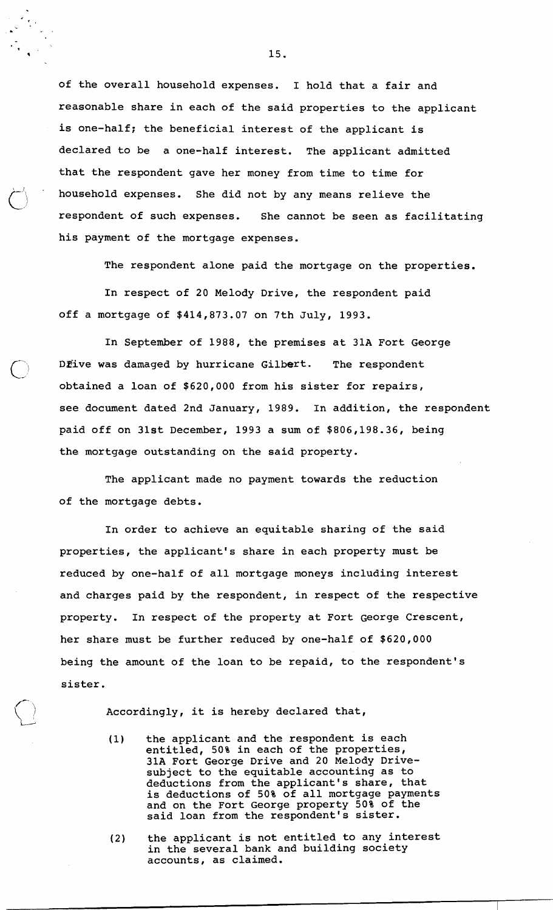of the overall household expenses. I hold that a fair and reasonable share in each of the said properties to the applicant is one-half; the beneficial interest of the applicant is declared to be a one-half interest. The applicant admitted that the respondent gave her money from time to time for household expenses. She did not by any means relieve the respondent of such expenses. She cannot be seen as facilitating his payment of the mortgage expenses.

The respondent alone paid the mortgage on the properties.

In respect of 20 Melody Drive, the respondent paid off a mortgage of $414,873.07 on 7th July, 1993.

In September of 1988, the premises at 31A Fort George Drive was damaged by hurricane Gilbert. The respondent obtained a loan of $620,000 from his sister for repairs, see document dated 2nd January, 1989. In addition, the respondent paid off on 31st December, 1993 a sum of $806,198.36, being the mortgage outstanding on the said property.

The applicant made no payment towards the reduction of the mortgage debts.

In order to achieve an equitable sharing of the said properties, the applicant's share in each property must be reduced by one-half of all mortgage moneys including interest and charges paid by the respondent, in respect of the respective property. In respect of the property at Fort George Crescent, her share must be further reduced by one-half of $620,000 being the amount of the loan to be repaid, to the respondent's sister.

Accordingly, it is hereby declared that,

(1) the applicant and the respondent is each entitled, 50% in each of the properties, 31A Fort George Drive and 20 Melody Drive- subject to the equitable accounting as to deductions from the applicant's share, that is deductions of 50% of all mortgage payments and on the Fort George property 50% of the said loan from the respondent's sister.

(2) the applicant is not entitled to any interest in the several bank and building society accounts, as claimed.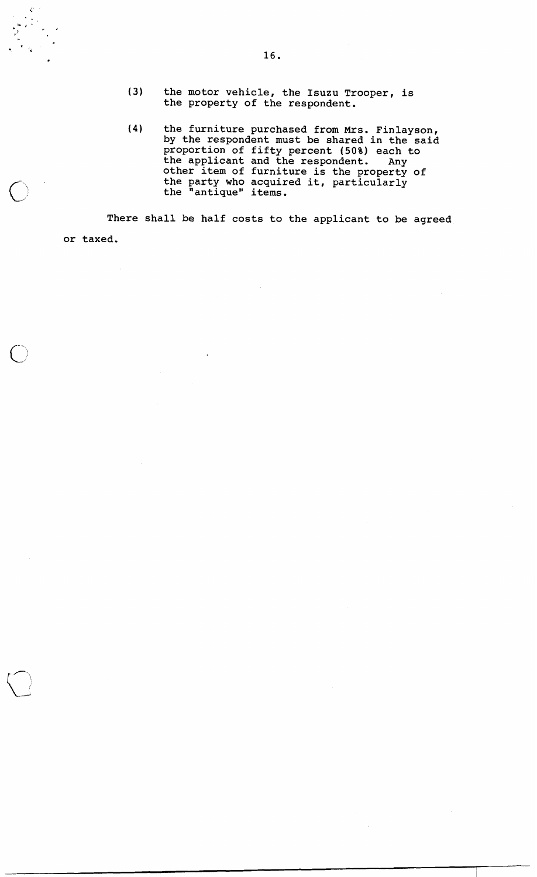(3) the motor vehicle, the Isuzu Trooper, is the property of the respondent.

(4) the furniture purchased from Mrs. Finlayson, by the respondent must be shared in the said proportion of fifty percent (50%) each to the applicant and the respondent. Any other item of furniture is the property of the party who acquired it, particularly the "antique" items.

There shall be half costs to the applicant to be agreed or taxed.